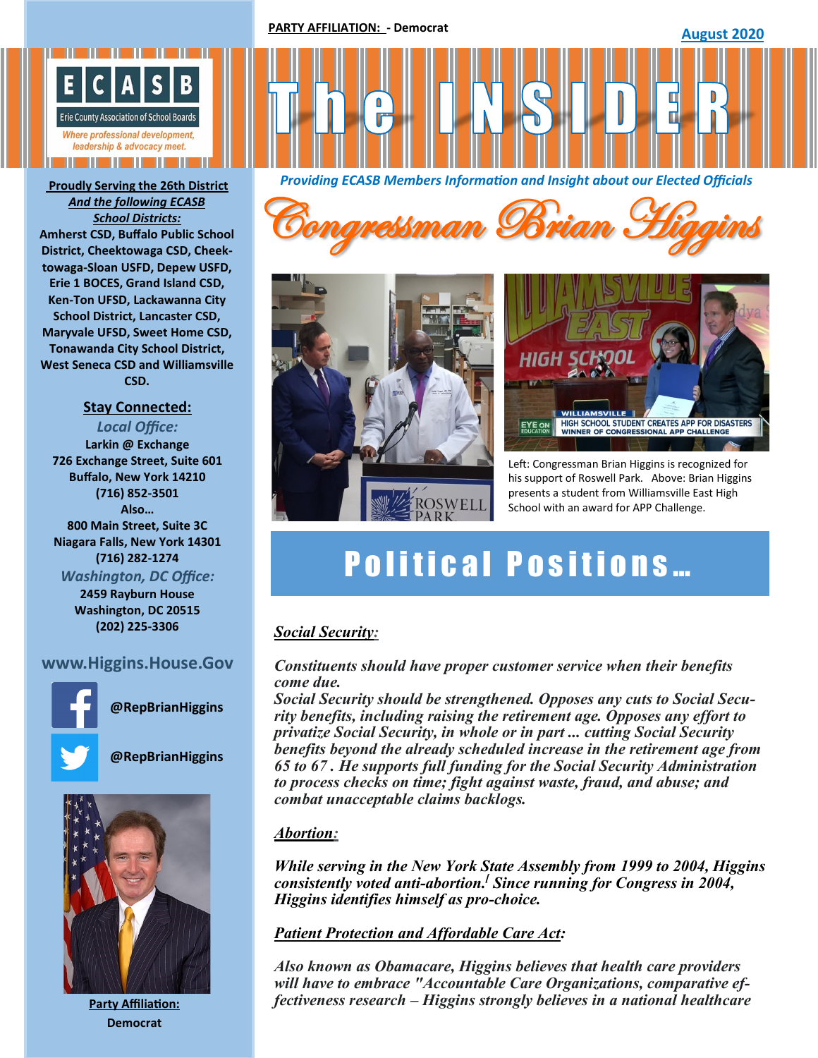**PARTY AFFILIATION: - Democrat**

**August 2020**

**ECASB**
Erie County Association of School Boards
*Where professional development, leadership & advocacy meet.*

# The INSIDER

***Providing ECASB Members Information and Insight about our Elected Officials***

# *Congressman Brian Higgins*

**Proudly Serving the 26th District**
***And the following ECASB School Districts:***
**Amherst CSD, Buffalo Public School District, Cheektowaga CSD, Cheektowaga-Sloan USFD, Depew USFD, Erie 1 BOCES, Grand Island CSD, Ken-Ton UFSD, Lackawanna City School District, Lancaster CSD, Maryvale UFSD, Sweet Home CSD, Tonawanda City School District, West Seneca CSD and Williamsville CSD.**

**Stay Connected:**

*Local Office:*
**Larkin @ Exchange**
**726 Exchange Street, Suite 601**
**Buffalo, New York 14210**
**(716) 852-3501**
**Also…**
**800 Main Street, Suite 3C**
**Niagara Falls, New York 14301**
**(716) 282-1274**

*Washington, DC Office:*
**2459 Rayburn House**
**Washington, DC 20515**
**(202) 225-3306**

**www.Higgins.House.Gov**

**@RepBrianHiggins** (Facebook)

**@RepBrianHiggins** (Twitter)

**Party Affiliation:**
**Democrat**

Left: Congressman Brian Higgins is recognized for his support of Roswell Park. Above: Brian Higgins presents a student from Williamsville East High School with an award for APP Challenge.

## Political Positions…

***Social Security:***

***Constituents should have proper customer service when their benefits come due.***
***Social Security should be strengthened. Opposes any cuts to Social Security benefits, including raising the retirement age. Opposes any effort to privatize Social Security, in whole or in part ... cutting Social Security benefits beyond the already scheduled increase in the retirement age from 65 to 67 . He supports full funding for the Social Security Administration to process checks on time; fight against waste, fraud, and abuse; and combat unacceptable claims backlogs.***

***Abortion:***

***While serving in the New York State Assembly from 1999 to 2004, Higgins consistently voted anti-abortion.[1] Since running for Congress in 2004, Higgins identifies himself as pro-choice.***

***Patient Protection and Affordable Care Act:***

***Also known as Obamacare, Higgins believes that health care providers will have to embrace "Accountable Care Organizations, comparative effectiveness research – Higgins strongly believes in a national healthcare***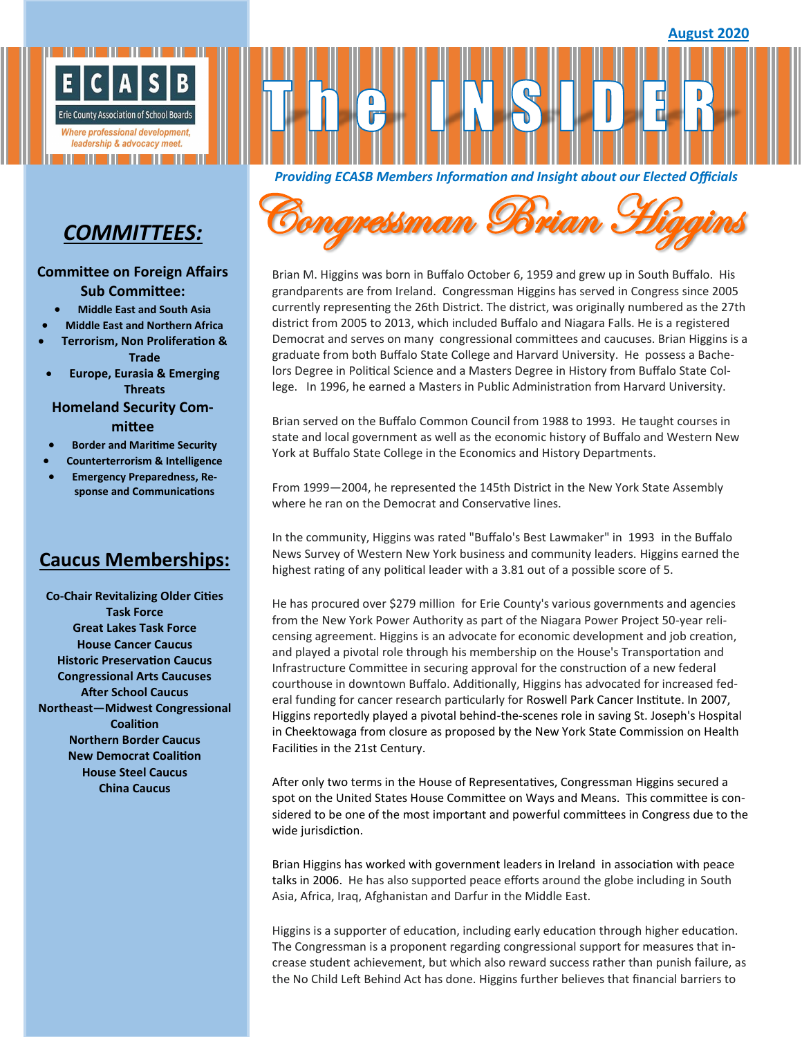August 2020

ECASB — Erie County Association of School Boards

*Where professional development, leadership & advocacy meet.*

# The INSIDER

***Providing ECASB Members Information and Insight about our Elected Officials***

## Congressman Brian Higgins

Brian M. Higgins was born in Buffalo October 6, 1959 and grew up in South Buffalo. His grandparents are from Ireland. Congressman Higgins has served in Congress since 2005 currently representing the 26th District. The district, was originally numbered as the 27th district from 2005 to 2013, which included Buffalo and Niagara Falls. He is a registered Democrat and serves on many congressional committees and caucuses. Brian Higgins is a graduate from both Buffalo State College and Harvard University. He possess a Bachelors Degree in Political Science and a Masters Degree in History from Buffalo State College. In 1996, he earned a Masters in Public Administration from Harvard University.

Brian served on the Buffalo Common Council from 1988 to 1993. He taught courses in state and local government as well as the economic history of Buffalo and Western New York at Buffalo State College in the Economics and History Departments.

From 1999—2004, he represented the 145th District in the New York State Assembly where he ran on the Democrat and Conservative lines.

In the community, Higgins was rated "Buffalo's Best Lawmaker" in 1993 in the Buffalo News Survey of Western New York business and community leaders. Higgins earned the highest rating of any political leader with a 3.81 out of a possible score of 5.

He has procured over $279 million for Erie County's various governments and agencies from the New York Power Authority as part of the Niagara Power Project 50-year relicensing agreement. Higgins is an advocate for economic development and job creation, and played a pivotal role through his membership on the House's Transportation and Infrastructure Committee in securing approval for the construction of a new federal courthouse in downtown Buffalo. Additionally, Higgins has advocated for increased federal funding for cancer research particularly for Roswell Park Cancer Institute. In 2007, Higgins reportedly played a pivotal behind-the-scenes role in saving St. Joseph's Hospital in Cheektowaga from closure as proposed by the New York State Commission on Health Facilities in the 21st Century.

After only two terms in the House of Representatives, Congressman Higgins secured a spot on the United States House Committee on Ways and Means. This committee is considered to be one of the most important and powerful committees in Congress due to the wide jurisdiction.

Brian Higgins has worked with government leaders in Ireland in association with peace talks in 2006. He has also supported peace efforts around the globe including in South Asia, Africa, Iraq, Afghanistan and Darfur in the Middle East.

Higgins is a supporter of education, including early education through higher education. The Congressman is a proponent regarding congressional support for measures that increase student achievement, but which also reward success rather than punish failure, as the No Child Left Behind Act has done. Higgins further believes that financial barriers to

## *COMMITTEES:*

**Committee on Foreign Affairs Sub Committee:**

- **Middle East and South Asia**
- **Middle East and Northern Africa**
- **Terrorism, Non Proliferation & Trade**
- **Europe, Eurasia & Emerging Threats**

**Homeland Security Committee**

- **Border and Maritime Security**
- **Counterterrorism & Intelligence**
- **Emergency Preparedness, Response and Communications**

## Caucus Memberships:

**Co-Chair Revitalizing Older Cities Task Force**
**Great Lakes Task Force**
**House Cancer Caucus**
**Historic Preservation Caucus**
**Congressional Arts Caucuses**
**After School Caucus**
**Northeast—Midwest Congressional Coalition**
**Northern Border Caucus**
**New Democrat Coalition**
**House Steel Caucus**
**China Caucus**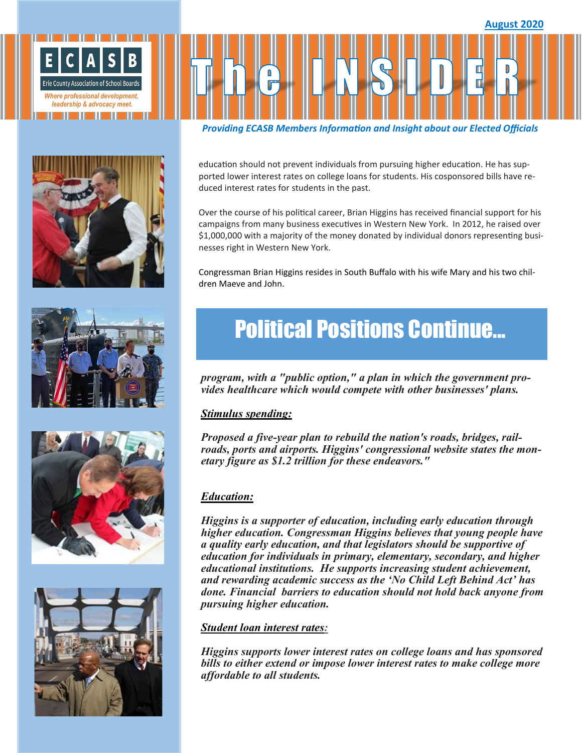# The INSIDER

*Providing ECASB Members Information and Insight about our Elected Officials*

education should not prevent individuals from pursuing higher education. He has supported lower interest rates on college loans for students. His cosponsored bills have reduced interest rates for students in the past.

Over the course of his political career, Brian Higgins has received financial support for his campaigns from many business executives in Western New York. In 2012, he raised over $1,000,000 with a majority of the money donated by individual donors representing businesses right in Western New York.

Congressman Brian Higgins resides in South Buffalo with his wife Mary and his two children Maeve and John.

## Political Positions Continue...

***program, with a "public option," a plan in which the government provides healthcare which would compete with other businesses' plans.***

***Stimulus spending:***

***Proposed a five-year plan to rebuild the nation's roads, bridges, railroads, ports and airports. Higgins' congressional website states the monetary figure as $1.2 trillion for these endeavors."***

***Education:***

***Higgins is a supporter of education, including early education through higher education. Congressman Higgins believes that young people have a quality early education, and that legislators should be supportive of education for individuals in primary, elementary, secondary, and higher educational institutions. He supports increasing student achievement, and rewarding academic success as the 'No Child Left Behind Act' has done. Financial barriers to education should not hold back anyone from pursuing higher education.***

***Student loan interest rates:***

***Higgins supports lower interest rates on college loans and has sponsored bills to either extend or impose lower interest rates to make college more affordable to all students.***